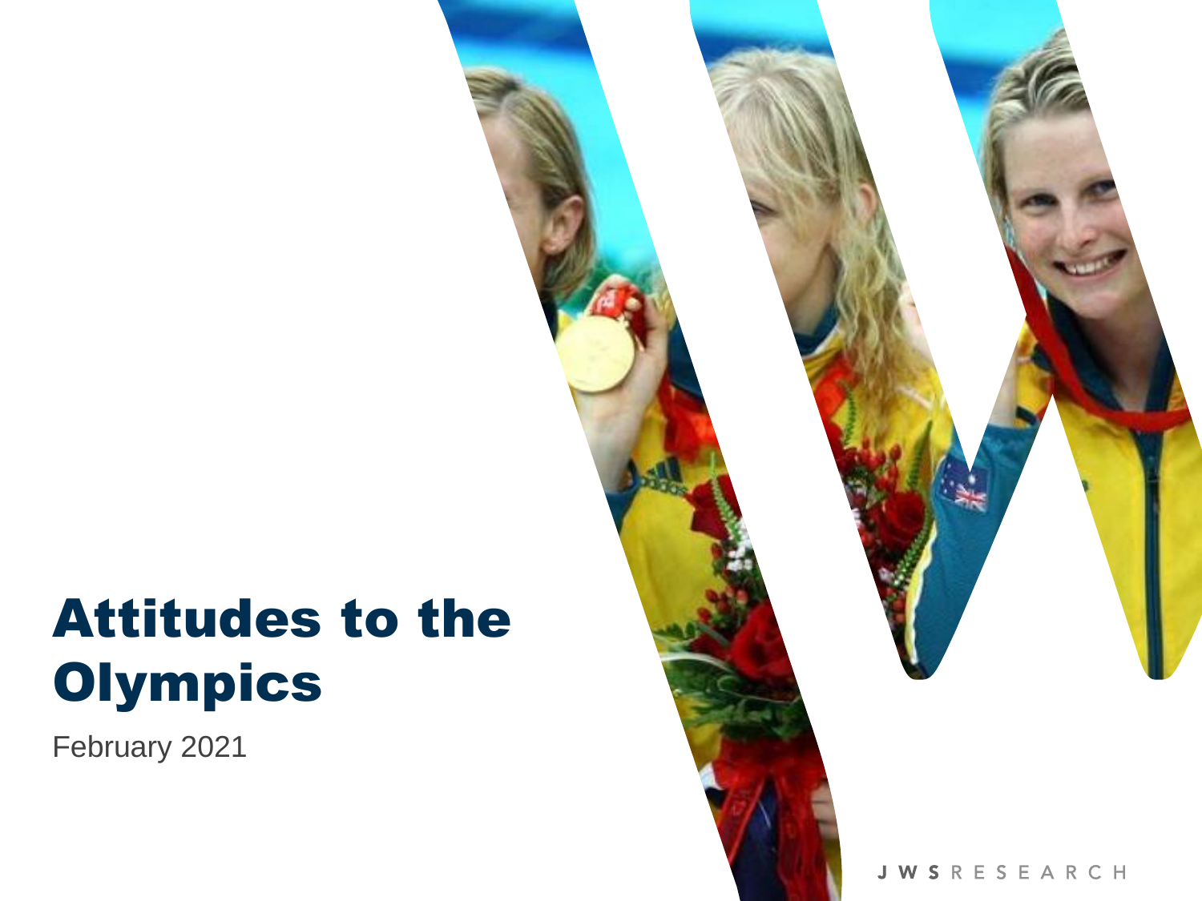# Attitudes to the Olympics

February 2021

JWS RESEARCH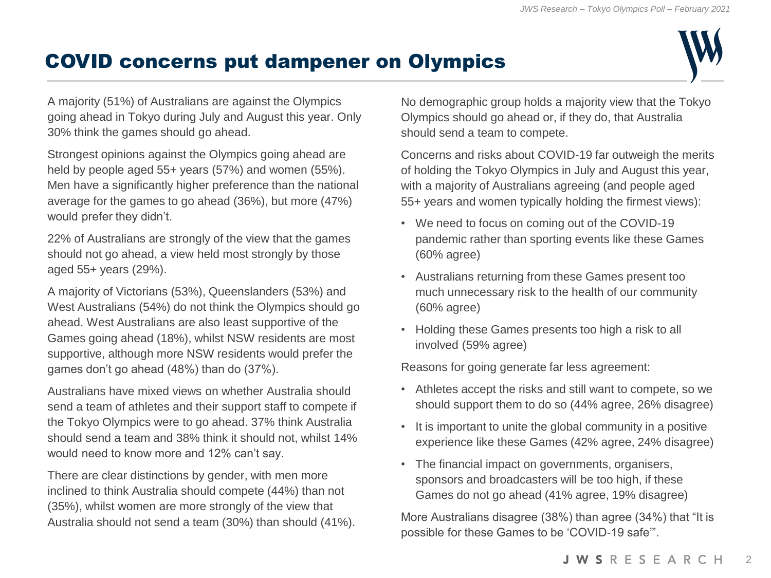# COVID concerns put dampener on Olympics

A majority (51%) of Australians are against the Olympics going ahead in Tokyo during July and August this year. Only 30% think the games should go ahead.

Strongest opinions against the Olympics going ahead are held by people aged 55+ years (57%) and women (55%). Men have a significantly higher preference than the national average for the games to go ahead (36%), but more (47%) would prefer they didn't.

22% of Australians are strongly of the view that the games should not go ahead, a view held most strongly by those aged 55+ years (29%).

A majority of Victorians (53%), Queenslanders (53%) and West Australians (54%) do not think the Olympics should go ahead. West Australians are also least supportive of the Games going ahead (18%), whilst NSW residents are most supportive, although more NSW residents would prefer the games don't go ahead (48%) than do (37%).

Australians have mixed views on whether Australia should send a team of athletes and their support staff to compete if the Tokyo Olympics were to go ahead. 37% think Australia should send a team and 38% think it should not, whilst 14% would need to know more and 12% can't say.

There are clear distinctions by gender, with men more inclined to think Australia should compete (44%) than not (35%), whilst women are more strongly of the view that Australia should not send a team (30%) than should (41%).

No demographic group holds a majority view that the Tokyo Olympics should go ahead or, if they do, that Australia should send a team to compete.

Concerns and risks about COVID-19 far outweigh the merits of holding the Tokyo Olympics in July and August this year, with a majority of Australians agreeing (and people aged 55+ years and women typically holding the firmest views):

- We need to focus on coming out of the COVID-19 pandemic rather than sporting events like these Games (60% agree)
- Australians returning from these Games present too much unnecessary risk to the health of our community (60% agree)
- Holding these Games presents too high a risk to all involved (59% agree)

Reasons for going generate far less agreement:

- Athletes accept the risks and still want to compete, so we should support them to do so (44% agree, 26% disagree)
- It is important to unite the global community in a positive experience like these Games (42% agree, 24% disagree)
- The financial impact on governments, organisers, sponsors and broadcasters will be too high, if these Games do not go ahead (41% agree, 19% disagree)

More Australians disagree (38%) than agree (34%) that "It is possible for these Games to be 'COVID-19 safe'".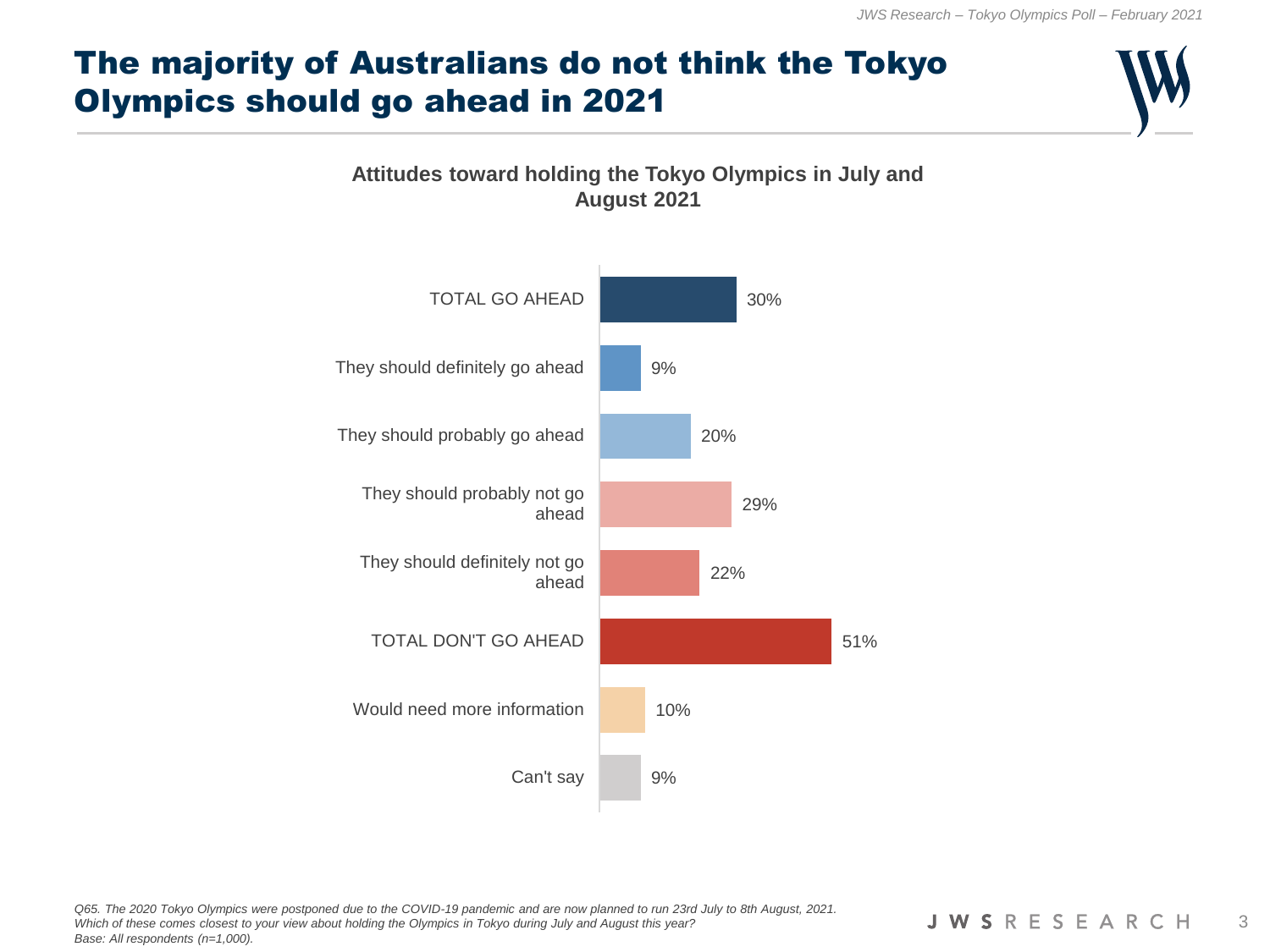# The majority of Australians do not think the Tokyo Olympics should go ahead in 2021

**Attitudes toward holding the Tokyo Olympics in July and August 2021**

| Response | % |
| --- | --- |
| TOTAL GO AHEAD | 30% |
| They should definitely go ahead | 9% |
| They should probably go ahead | 20% |
| They should probably not go ahead | 29% |
| They should definitely not go ahead | 22% |
| TOTAL DON'T GO AHEAD | 51% |
| Would need more information | 10% |
| Can't say | 9% |

*Q65. The 2020 Tokyo Olympics were postponed due to the COVID-19 pandemic and are now planned to run 23rd July to 8th August, 2021. Which of these comes closest to your view about holding the Olympics in Tokyo during July and August this year?*
*Base: All respondents (n=1,000).*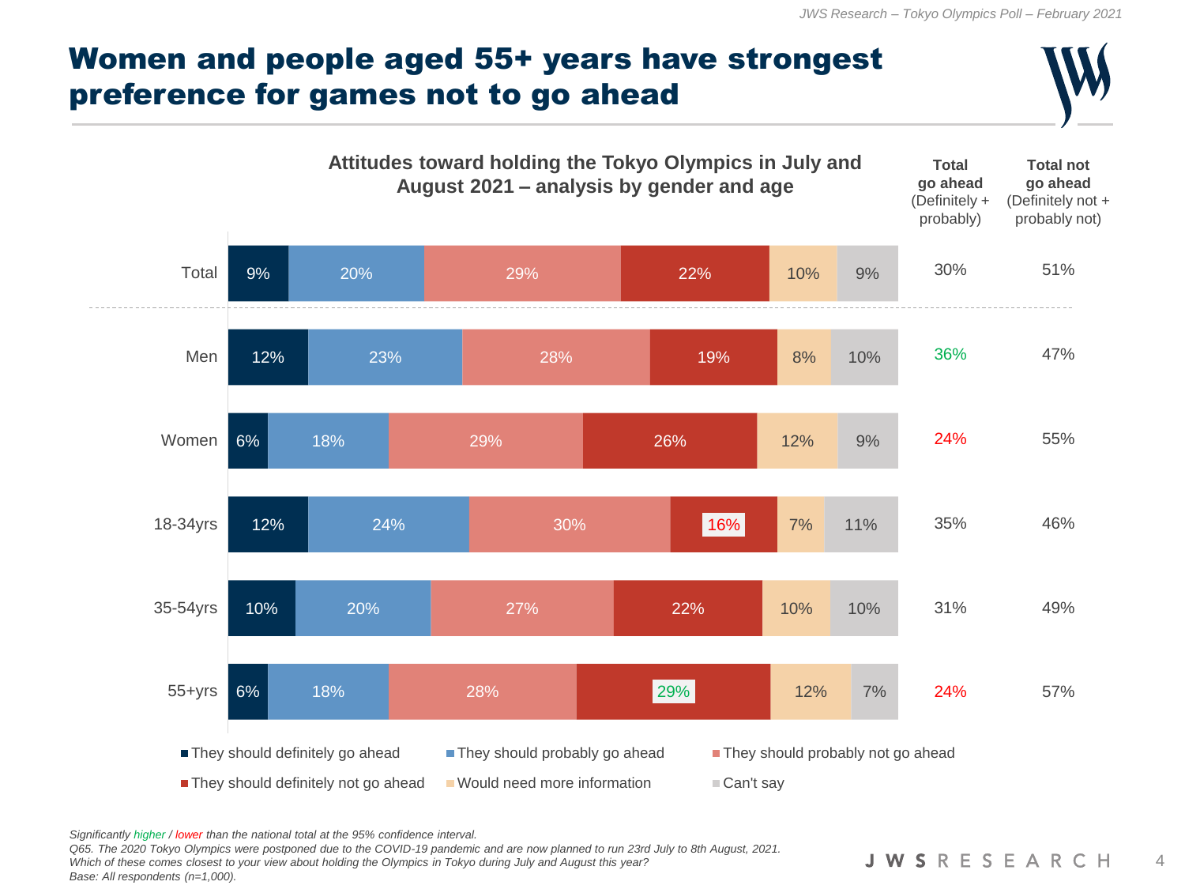# Women and people aged 55+ years have strongest preference for games not to go ahead

## Attitudes toward holding the Tokyo Olympics in July and August 2021 – analysis by gender and age

| | They should definitely go ahead | They should probably go ahead | They should probably not go ahead | They should definitely not go ahead | Would need more information | Can't say | Total go ahead (Definitely + probably) | Total not go ahead (Definitely not + probably not) |
|---|---|---|---|---|---|---|---|---|
| Total | 9% | 20% | 29% | 22% | 10% | 9% | 30% | 51% |
| Men | 12% | 23% | 28% | 19% | 8% | 10% | 36% | 47% |
| Women | 6% | 18% | 29% | 26% | 12% | 9% | 24% | 55% |
| 18-34yrs | 12% | 24% | 30% | 16% | 7% | 11% | 35% | 46% |
| 35-54yrs | 10% | 20% | 27% | 22% | 10% | 10% | 31% | 49% |
| 55+yrs | 6% | 18% | 28% | 29% | 12% | 7% | 24% | 57% |

*Significantly higher / lower than the national total at the 95% confidence interval.* (Significantly higher: Men total go ahead 36%; 55+yrs definitely not go ahead 29%. Significantly lower: Women total go ahead 24%; 18-34yrs definitely not go ahead 16%; 55+yrs total go ahead 24%.)

*Q65. The 2020 Tokyo Olympics were postponed due to the COVID-19 pandemic and are now planned to run 23rd July to 8th August, 2021. Which of these comes closest to your view about holding the Olympics in Tokyo during July and August this year?*

*Base: All respondents (n=1,000).*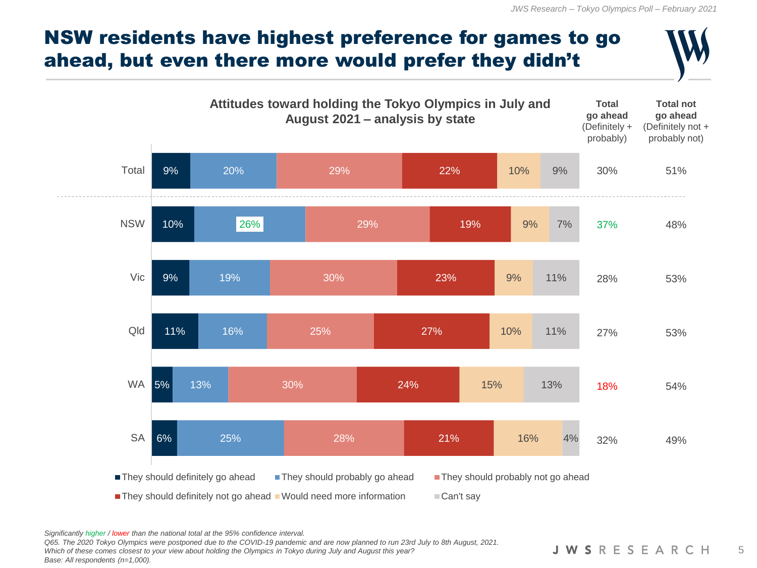# NSW residents have highest preference for games to go ahead, but even there more would prefer they didn't

### Attitudes toward holding the Tokyo Olympics in July and August 2021 – analysis by state

| | They should definitely go ahead | They should probably go ahead | They should probably not go ahead | They should definitely not go ahead | Would need more information | Can't say | Total go ahead (Definitely + probably) | Total not go ahead (Definitely not + probably not) |
|---|---|---|---|---|---|---|---|---|
| Total | 9% | 20% | 29% | 22% | 10% | 9% | 30% | 51% |
| NSW | 10% | 26% | 29% | 19% | 9% | 7% | 37% | 48% |
| Vic | 9% | 19% | 30% | 23% | 9% | 11% | 28% | 53% |
| Qld | 11% | 16% | 25% | 27% | 10% | 11% | 27% | 53% |
| WA | 5% | 13% | 30% | 24% | 15% | 13% | 18% | 54% |
| SA | 6% | 25% | 28% | 21% | 16% | 4% | 32% | 49% |

*Significantly higher / lower than the national total at the 95% confidence interval.*
*Q65. The 2020 Tokyo Olympics were postponed due to the COVID-19 pandemic and are now planned to run 23rd July to 8th August, 2021. Which of these comes closest to your view about holding the Olympics in Tokyo during July and August this year?*
*Base: All respondents (n=1,000).*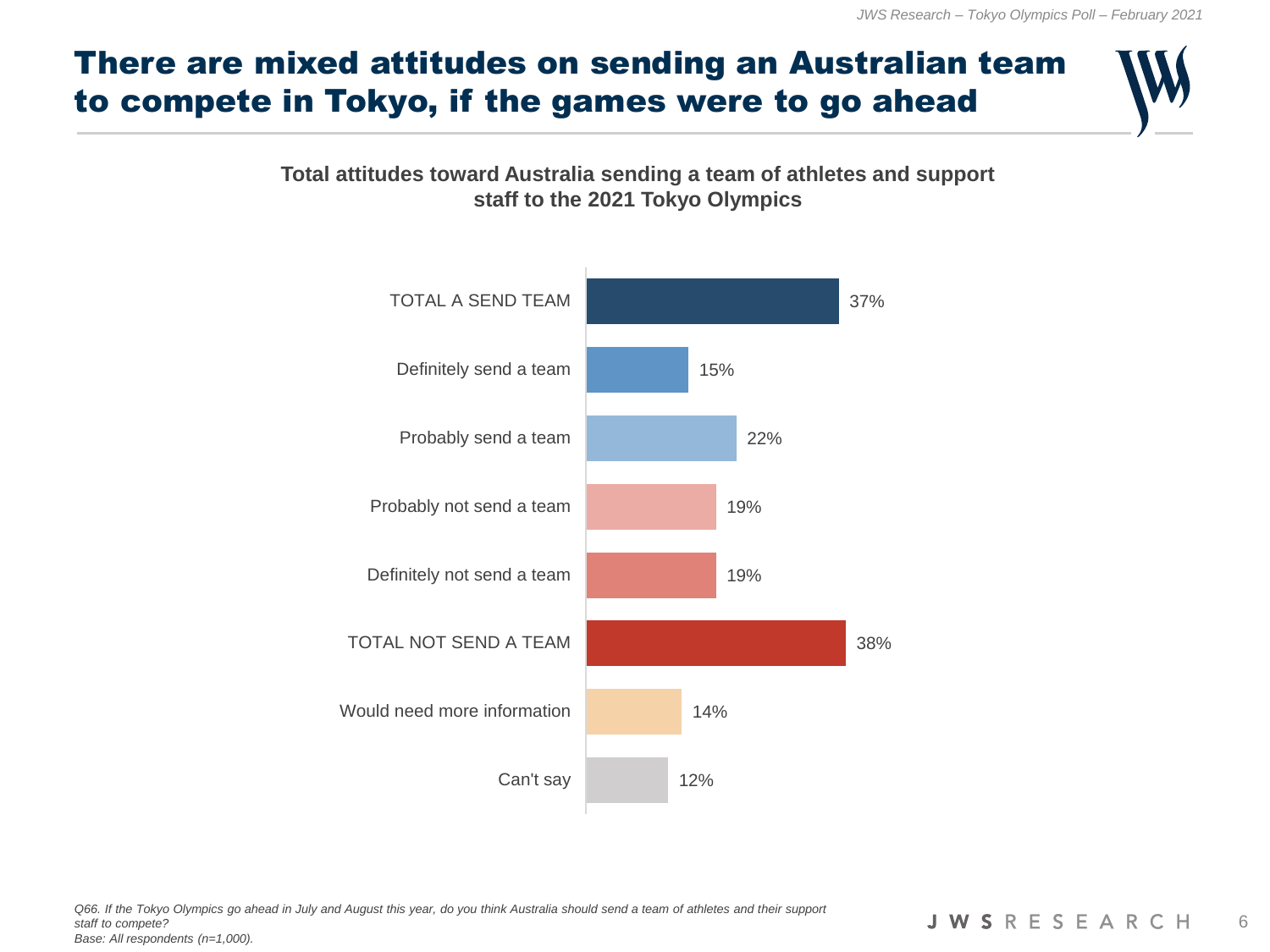# There are mixed attitudes on sending an Australian team to compete in Tokyo, if the games were to go ahead

**Total attitudes toward Australia sending a team of athletes and support staff to the 2021 Tokyo Olympics**

| Response | % |
|---|---|
| TOTAL A SEND TEAM | 37% |
| Definitely send a team | 15% |
| Probably send a team | 22% |
| Probably not send a team | 19% |
| Definitely not send a team | 19% |
| TOTAL NOT SEND A TEAM | 38% |
| Would need more information | 14% |
| Can't say | 12% |

*Q66. If the Tokyo Olympics go ahead in July and August this year, do you think Australia should send a team of athletes and their support staff to compete?*
*Base: All respondents (n=1,000).*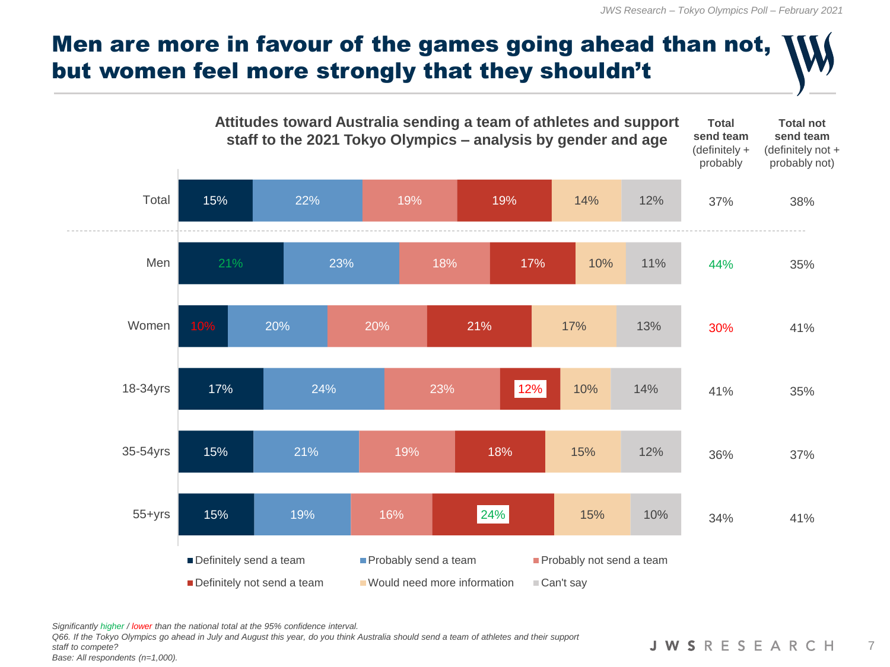# Men are more in favour of the games going ahead than not, but women feel more strongly that they shouldn't

**Attitudes toward Australia sending a team of athletes and support staff to the 2021 Tokyo Olympics – analysis by gender and age**

| | Definitely send a team | Probably send a team | Probably not send a team | Definitely not send a team | Would need more information | Can't say | Total send team (definitely + probably) | Total not send team (definitely not + probably not) |
|---|---|---|---|---|---|---|---|---|
| Total | 15% | 22% | 19% | 19% | 14% | 12% | 37% | 38% |
| Men | 21% | 23% | 18% | 17% | 10% | 11% | 44% | 35% |
| Women | 10% | 20% | 20% | 21% | 17% | 13% | 30% | 41% |
| 18-34yrs | 17% | 24% | 23% | 12% | 10% | 14% | 41% | 35% |
| 35-54yrs | 15% | 21% | 19% | 18% | 15% | 12% | 36% | 37% |
| 55+yrs | 15% | 19% | 16% | 24% | 15% | 10% | 34% | 41% |

*Significantly higher / lower than the national total at the 95% confidence interval.*
*Q66. If the Tokyo Olympics go ahead in July and August this year, do you think Australia should send a team of athletes and their support staff to compete?*
*Base: All respondents (n=1,000).*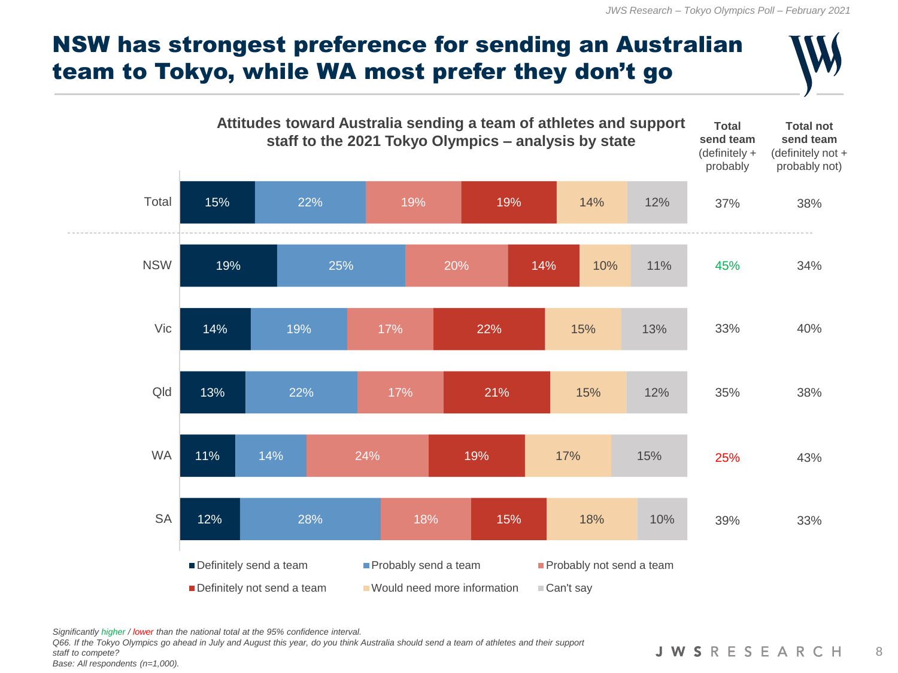# NSW has strongest preference for sending an Australian team to Tokyo, while WA most prefer they don't go

**Attitudes toward Australia sending a team of athletes and support staff to the 2021 Tokyo Olympics – analysis by state**

| | Definitely send a team | Probably send a team | Probably not send a team | Definitely not send a team | Would need more information | Can't say | Total send team (definitely + probably) | Total not send team (definitely not + probably not) |
|---|---|---|---|---|---|---|---|---|
| Total | 15% | 22% | 19% | 19% | 14% | 12% | 37% | 38% |
| NSW | 19% | 25% | 20% | 14% | 10% | 11% | 45% | 34% |
| Vic | 14% | 19% | 17% | 22% | 15% | 13% | 33% | 40% |
| Qld | 13% | 22% | 17% | 21% | 15% | 12% | 35% | 38% |
| WA | 11% | 14% | 24% | 19% | 17% | 15% | 25% | 43% |
| SA | 12% | 28% | 18% | 15% | 18% | 10% | 39% | 33% |

*Significantly higher / lower than the national total at the 95% confidence interval.* (NSW 45% significantly higher; WA 25% significantly lower.)

*Q66. If the Tokyo Olympics go ahead in July and August this year, do you think Australia should send a team of athletes and their support staff to compete?*

*Base: All respondents (n=1,000).*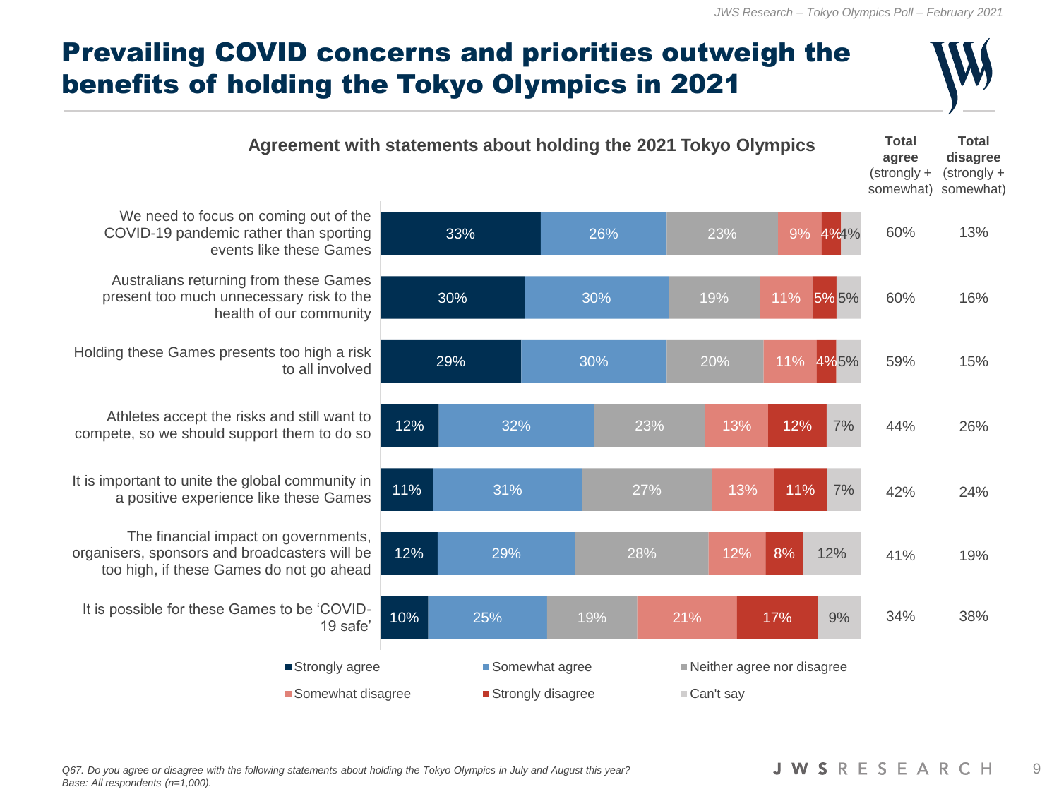# Prevailing COVID concerns and priorities outweigh the benefits of holding the Tokyo Olympics in 2021

**Agreement with statements about holding the 2021 Tokyo Olympics**

| Statement | Strongly agree | Somewhat agree | Neither agree nor disagree | Somewhat disagree | Strongly disagree | Can't say | **Total agree** (strongly + somewhat) | **Total disagree** (strongly + somewhat) |
|---|---|---|---|---|---|---|---|---|
| We need to focus on coming out of the COVID-19 pandemic rather than sporting events like these Games | 33% | 26% | 23% | 9% | 4% | 4% | 60% | 13% |
| Australians returning from these Games present too much unnecessary risk to the health of our community | 30% | 30% | 19% | 11% | 5% | 5% | 60% | 16% |
| Holding these Games presents too high a risk to all involved | 29% | 30% | 20% | 11% | 4% | 5% | 59% | 15% |
| Athletes accept the risks and still want to compete, so we should support them to do so | 12% | 32% | 23% | 13% | 12% | 7% | 44% | 26% |
| It is important to unite the global community in a positive experience like these Games | 11% | 31% | 27% | 13% | 11% | 7% | 42% | 24% |
| The financial impact on governments, organisers, sponsors and broadcasters will be too high, if these Games do not go ahead | 12% | 29% | 28% | 12% | 8% | 12% | 41% | 19% |
| It is possible for these Games to be 'COVID-19 safe' | 10% | 25% | 19% | 21% | 17% | 9% | 34% | 38% |

*Q67. Do you agree or disagree with the following statements about holding the Tokyo Olympics in July and August this year?*
*Base: All respondents (n=1,000).*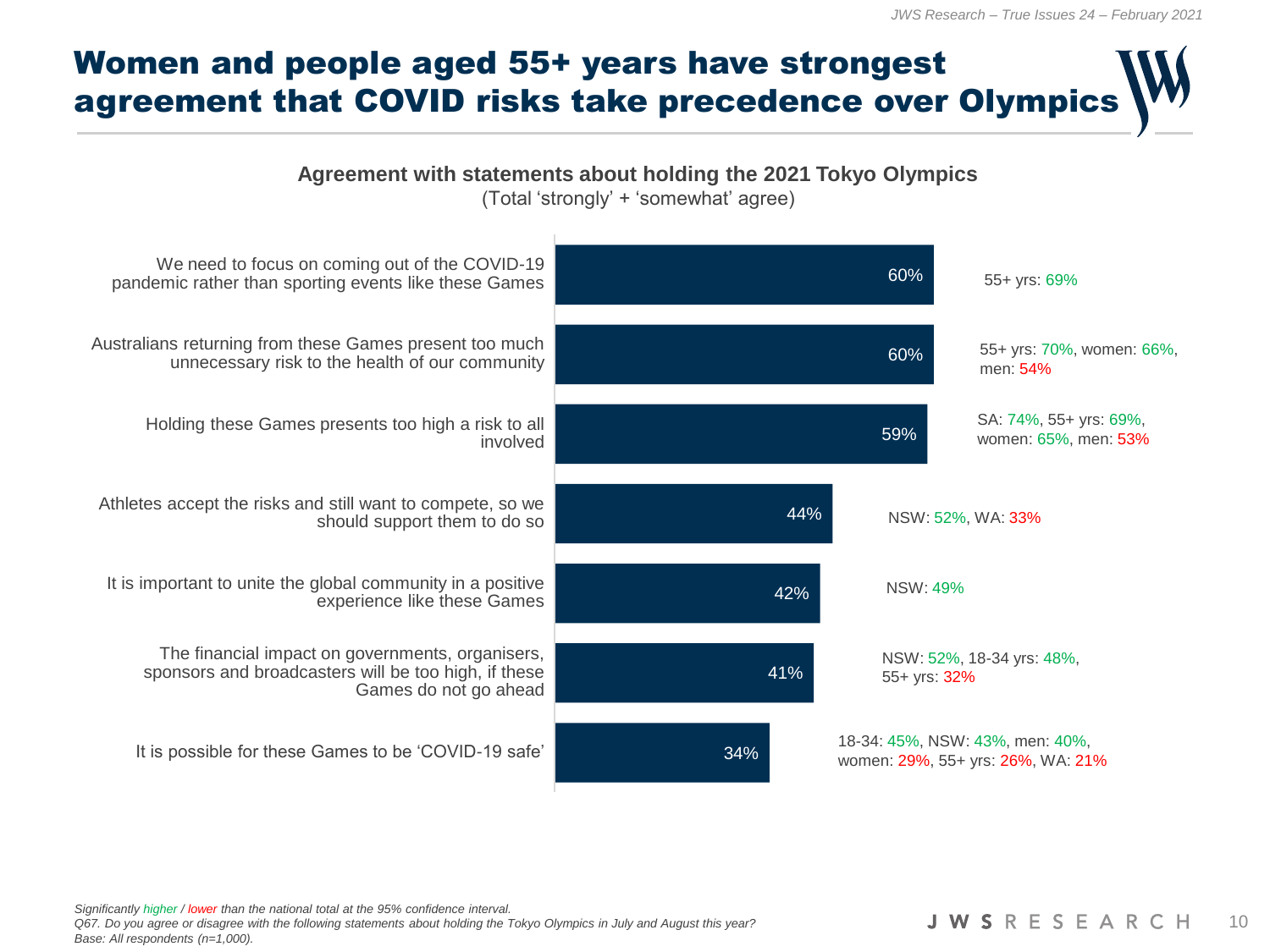# Women and people aged 55+ years have strongest agreement that COVID risks take precedence over Olympics

**Agreement with statements about holding the 2021 Tokyo Olympics**
(Total 'strongly' + 'somewhat' agree)

| Statement | Total agree | Significant differences |
|---|---|---|
| We need to focus on coming out of the COVID-19 pandemic rather than sporting events like these Games | 60% | 55+ yrs: 69% |
| Australians returning from these Games present too much unnecessary risk to the health of our community | 60% | 55+ yrs: 70%, women: 66%, men: 54% |
| Holding these Games presents too high a risk to all involved | 59% | SA: 74%, 55+ yrs: 69%, women: 65%, men: 53% |
| Athletes accept the risks and still want to compete, so we should support them to do so | 44% | NSW: 52%, WA: 33% |
| It is important to unite the global community in a positive experience like these Games | 42% | NSW: 49% |
| The financial impact on governments, organisers, sponsors and broadcasters will be too high, if these Games do not go ahead | 41% | NSW: 52%, 18-34 yrs: 48%, 55+ yrs: 32% |
| It is possible for these Games to be 'COVID-19 safe' | 34% | 18-34: 45%, NSW: 43%, men: 40%, women: 29%, 55+ yrs: 26%, WA: 21% |

*Significantly higher / lower than the national total at the 95% confidence interval.*
*Q67. Do you agree or disagree with the following statements about holding the Tokyo Olympics in July and August this year?*
*Base: All respondents (n=1,000).*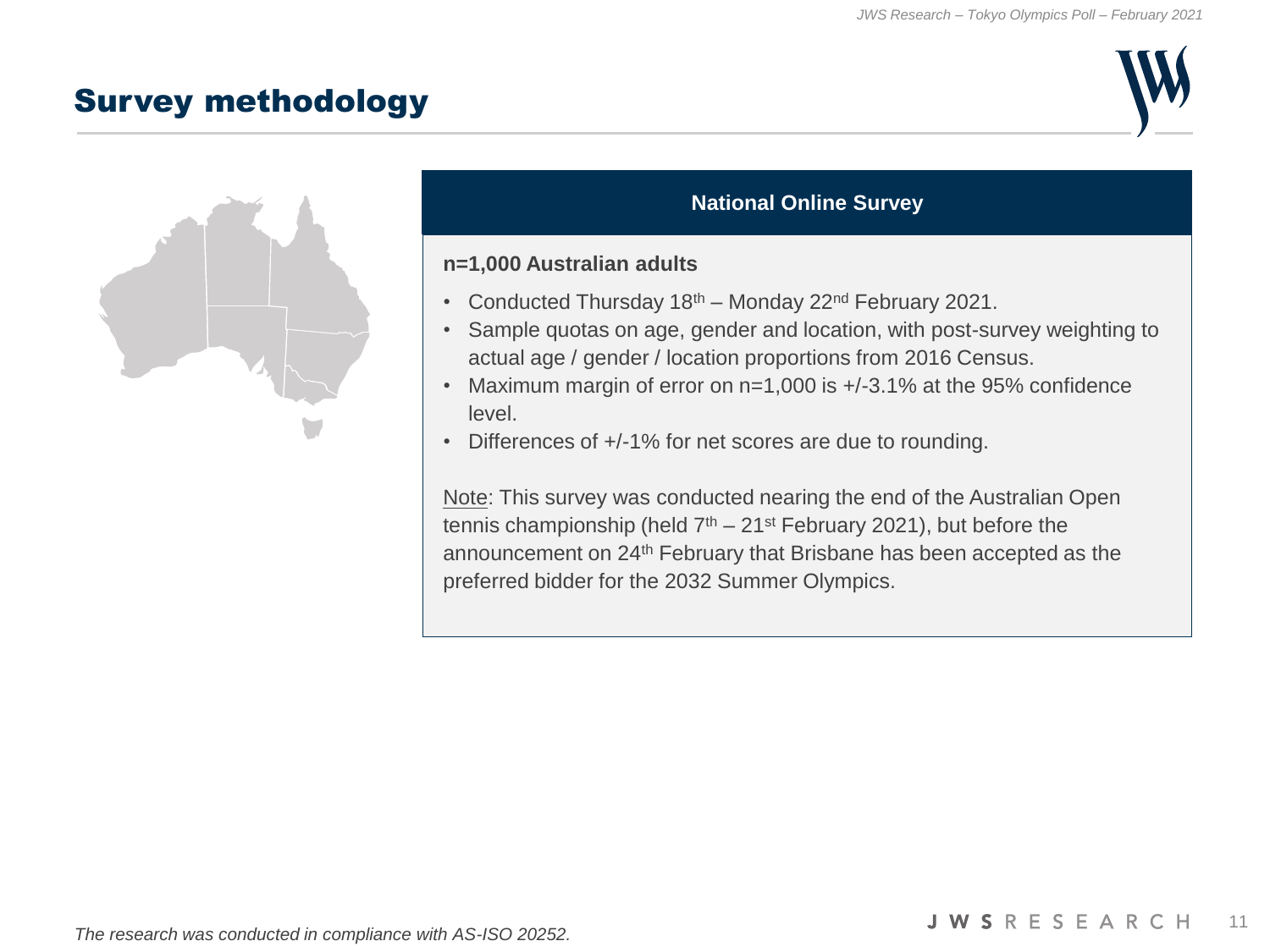# Survey methodology

## National Online Survey

**n=1,000 Australian adults**

- Conducted Thursday 18th – Monday 22nd February 2021.
- Sample quotas on age, gender and location, with post-survey weighting to actual age / gender / location proportions from 2016 Census.
- Maximum margin of error on n=1,000 is +/-3.1% at the 95% confidence level.
- Differences of +/-1% for net scores are due to rounding.

Note: This survey was conducted nearing the end of the Australian Open tennis championship (held 7th – 21st February 2021), but before the announcement on 24th February that Brisbane has been accepted as the preferred bidder for the 2032 Summer Olympics.

*The research was conducted in compliance with AS-ISO 20252.*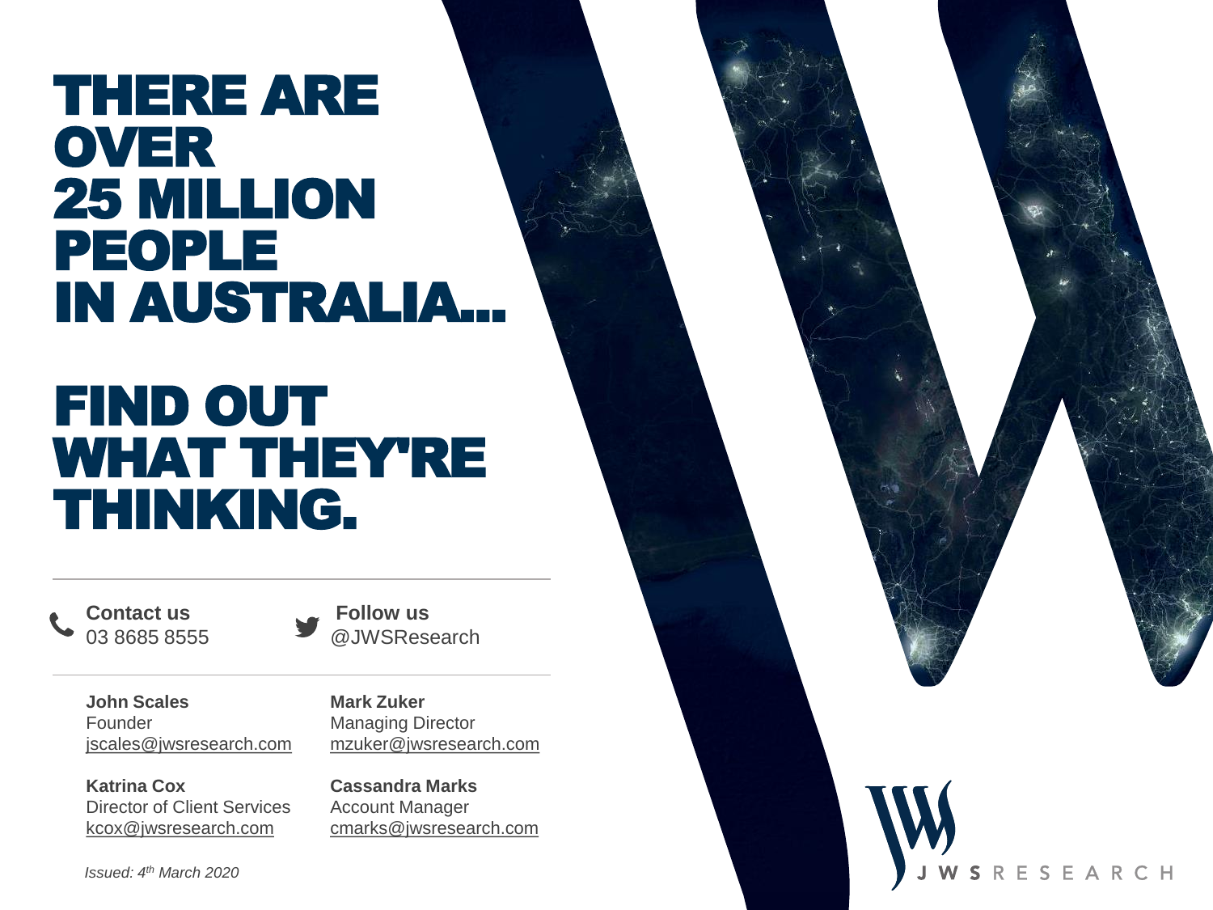# THERE ARE OVER 25 MILLION PEOPLE IN AUSTRALIA...

# FIND OUT WHAT THEY'RE THINKING.

**Contact us**
03 8685 8555

**Follow us**
@JWSResearch

**John Scales**
Founder
jscales@jwsresearch.com

**Mark Zuker**
Managing Director
mzuker@jwsresearch.com

**Katrina Cox**
Director of Client Services
kcox@jwsresearch.com

**Cassandra Marks**
Account Manager
cmarks@jwsresearch.com

*Issued: 4th March 2020*

JWS RESEARCH